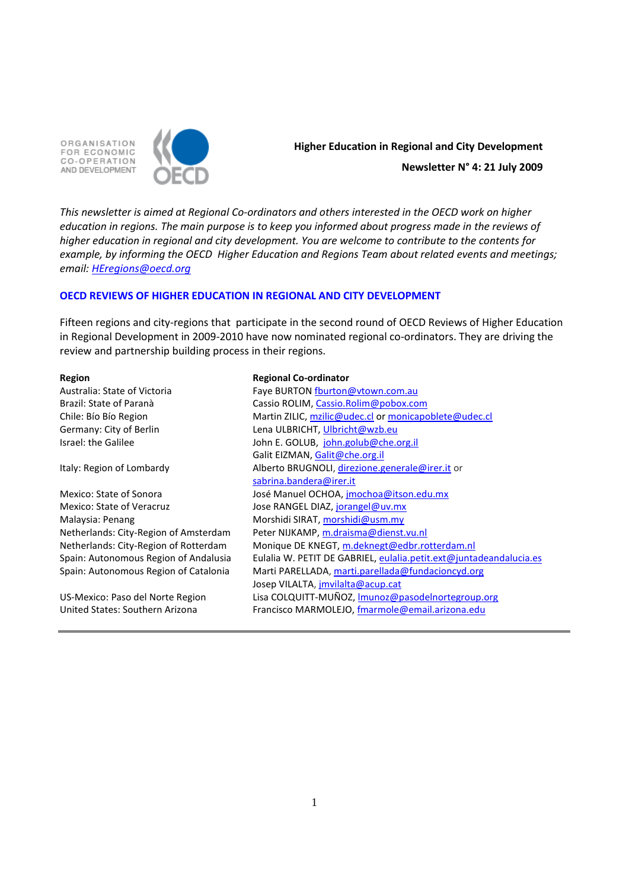ORGANISATION FOR ECONOMIC CO-OPERATION AND DEVELOPMENT

OECD

**Higher Education in Regional and City Development**

**Newsletter N° 4: 21 July 2009**

*This newsletter is aimed at Regional Co-ordinators and others interested in the OECD work on higher education in regions. The main purpose is to keep you informed about progress made in the reviews of higher education in regional and city development. You are welcome to contribute to the contents for example, by informing the OECD Higher Education and Regions Team about related events and meetings; email: HEregions@oecd.org*

## OECD REVIEWS OF HIGHER EDUCATION IN REGIONAL AND CITY DEVELOPMENT

Fifteen regions and city-regions that participate in the second round of OECD Reviews of Higher Education in Regional Development in 2009-2010 have now nominated regional co-ordinators. They are driving the review and partnership building process in their regions.

| **Region** | **Regional Co-ordinator** |
|---|---|
| Australia: State of Victoria | Faye BURTON fburton@vtown.com.au |
| Brazil: State of Paranà | Cassio ROLIM, Cassio.Rolim@pobox.com |
| Chile: Bío Bío Region | Martin ZILIC, mzilic@udec.cl or monicapoblete@udec.cl |
| Germany: City of Berlin | Lena ULBRICHT, Ulbricht@wzb.eu |
| Israel: the Galilee | John E. GOLUB, john.golub@che.org.il<br>Galit EIZMAN, Galit@che.org.il |
| Italy: Region of Lombardy | Alberto BRUGNOLI, direzione.generale@irer.it or sabrina.bandera@irer.it |
| Mexico: State of Sonora | José Manuel OCHOA, jmochoa@itson.edu.mx |
| Mexico: State of Veracruz | Jose RANGEL DIAZ, jorangel@uv.mx |
| Malaysia: Penang | Morshidi SIRAT, morshidi@usm.my |
| Netherlands: City-Region of Amsterdam | Peter NIJKAMP, m.draisma@dienst.vu.nl |
| Netherlands: City-Region of Rotterdam | Monique DE KNEGT, m.deknegt@edbr.rotterdam.nl |
| Spain: Autonomous Region of Andalusia | Eulalia W. PETIT DE GABRIEL, eulalia.petit.ext@juntadeandalucia.es |
| Spain: Autonomous Region of Catalonia | Marti PARELLADA, marti.parellada@fundacioncyd.org<br>Josep VILALTA, jmvilalta@acup.cat |
| US-Mexico: Paso del Norte Region | Lisa COLQUITT-MUÑOZ, lmunoz@pasodelnortegroup.org |
| United States: Southern Arizona | Francisco MARMOLEJO, fmarmole@email.arizona.edu |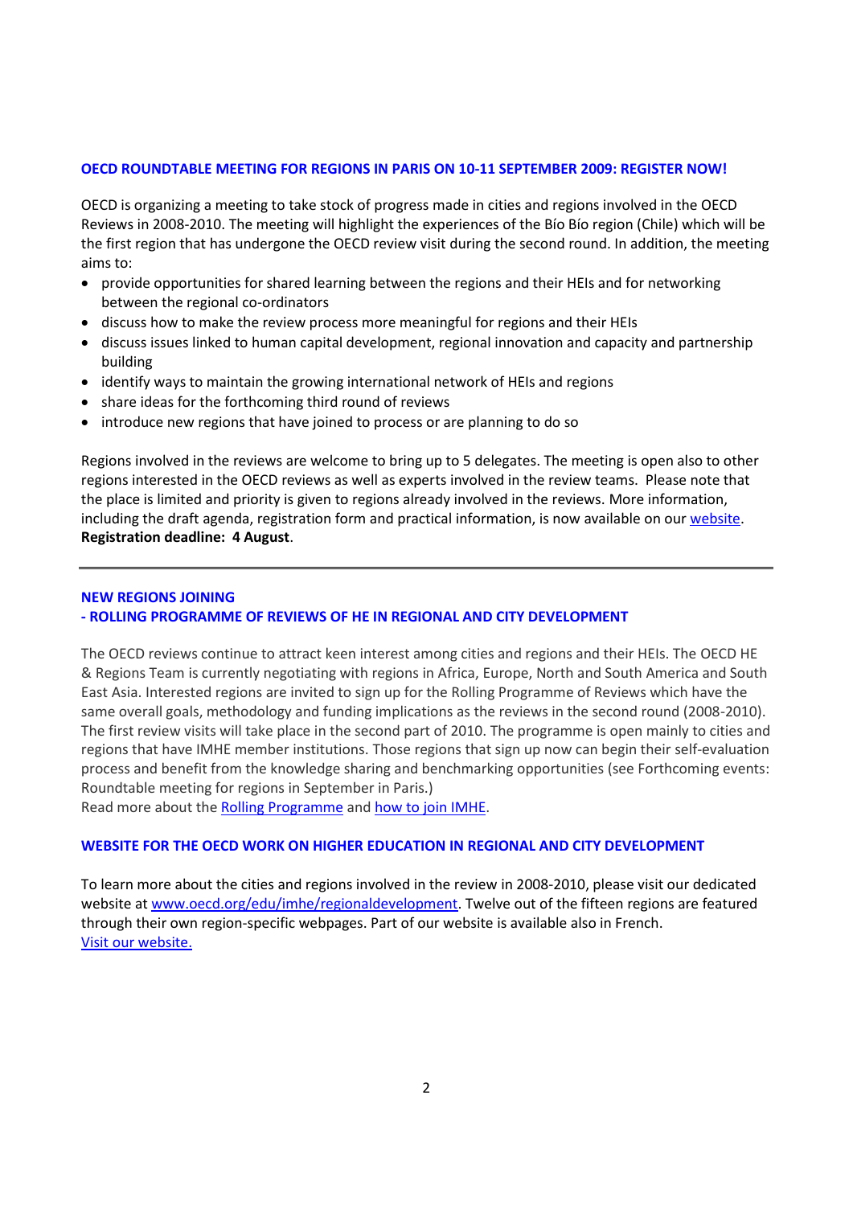## OECD ROUNDTABLE MEETING FOR REGIONS IN PARIS ON 10-11 SEPTEMBER 2009: REGISTER NOW!

OECD is organizing a meeting to take stock of progress made in cities and regions involved in the OECD Reviews in 2008-2010. The meeting will highlight the experiences of the Bío Bío region (Chile) which will be the first region that has undergone the OECD review visit during the second round. In addition, the meeting aims to:

- provide opportunities for shared learning between the regions and their HEIs and for networking between the regional co-ordinators
- discuss how to make the review process more meaningful for regions and their HEIs
- discuss issues linked to human capital development, regional innovation and capacity and partnership building
- identify ways to maintain the growing international network of HEIs and regions
- share ideas for the forthcoming third round of reviews
- introduce new regions that have joined to process or are planning to do so

Regions involved in the reviews are welcome to bring up to 5 delegates. The meeting is open also to other regions interested in the OECD reviews as well as experts involved in the review teams. Please note that the place is limited and priority is given to regions already involved in the reviews. More information, including the draft agenda, registration form and practical information, is now available on our website.
**Registration deadline: 4 August**.

---

## NEW REGIONS JOINING
## - ROLLING PROGRAMME OF REVIEWS OF HE IN REGIONAL AND CITY DEVELOPMENT

The OECD reviews continue to attract keen interest among cities and regions and their HEIs. The OECD HE & Regions Team is currently negotiating with regions in Africa, Europe, North and South America and South East Asia. Interested regions are invited to sign up for the Rolling Programme of Reviews which have the same overall goals, methodology and funding implications as the reviews in the second round (2008-2010). The first review visits will take place in the second part of 2010. The programme is open mainly to cities and regions that have IMHE member institutions. Those regions that sign up now can begin their self-evaluation process and benefit from the knowledge sharing and benchmarking opportunities (see Forthcoming events: Roundtable meeting for regions in September in Paris.)
Read more about the Rolling Programme and how to join IMHE.

## WEBSITE FOR THE OECD WORK ON HIGHER EDUCATION IN REGIONAL AND CITY DEVELOPMENT

To learn more about the cities and regions involved in the review in 2008-2010, please visit our dedicated website at www.oecd.org/edu/imhe/regionaldevelopment. Twelve out of the fifteen regions are featured through their own region-specific webpages. Part of our website is available also in French.
Visit our website.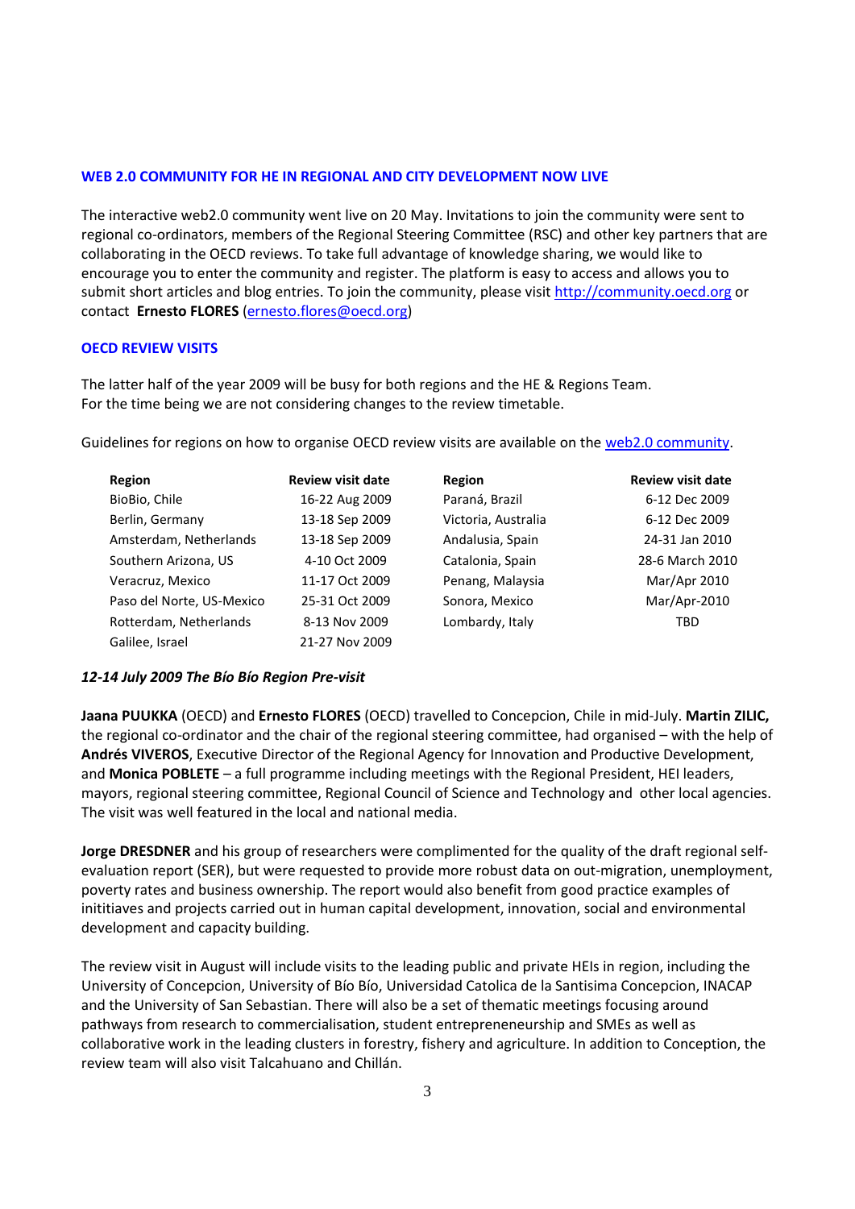## WEB 2.0 COMMUNITY FOR HE IN REGIONAL AND CITY DEVELOPMENT NOW LIVE

The interactive web2.0 community went live on 20 May. Invitations to join the community were sent to regional co-ordinators, members of the Regional Steering Committee (RSC) and other key partners that are collaborating in the OECD reviews. To take full advantage of knowledge sharing, we would like to encourage you to enter the community and register. The platform is easy to access and allows you to submit short articles and blog entries. To join the community, please visit [http://community.oecd.org](http://community.oecd.org) or contact **Ernesto FLORES** ([ernesto.flores@oecd.org](mailto:ernesto.flores@oecd.org))

## OECD REVIEW VISITS

The latter half of the year 2009 will be busy for both regions and the HE & Regions Team.
For the time being we are not considering changes to the review timetable.

Guidelines for regions on how to organise OECD review visits are available on the web2.0 community.

| Region | Review visit date | Region | Review visit date |
|---|---|---|---|
| BioBio, Chile | 16-22 Aug 2009 | Paraná, Brazil | 6-12 Dec 2009 |
| Berlin, Germany | 13-18 Sep 2009 | Victoria, Australia | 6-12 Dec 2009 |
| Amsterdam, Netherlands | 13-18 Sep 2009 | Andalusia, Spain | 24-31 Jan 2010 |
| Southern Arizona, US | 4-10 Oct 2009 | Catalonia, Spain | 28-6 March 2010 |
| Veracruz, Mexico | 11-17 Oct 2009 | Penang, Malaysia | Mar/Apr 2010 |
| Paso del Norte, US-Mexico | 25-31 Oct 2009 | Sonora, Mexico | Mar/Apr-2010 |
| Rotterdam, Netherlands | 8-13 Nov 2009 | Lombardy, Italy | TBD |
| Galilee, Israel | 21-27 Nov 2009 | | |

### *12-14 July 2009 The Bío Bío Region Pre-visit*

**Jaana PUUKKA** (OECD) and **Ernesto FLORES** (OECD) travelled to Concepcion, Chile in mid-July. **Martin ZILIC,** the regional co-ordinator and the chair of the regional steering committee, had organised – with the help of **Andrés VIVEROS**, Executive Director of the Regional Agency for Innovation and Productive Development, and **Monica POBLETE** – a full programme including meetings with the Regional President, HEI leaders, mayors, regional steering committee, Regional Council of Science and Technology and other local agencies. The visit was well featured in the local and national media.

**Jorge DRESDNER** and his group of researchers were complimented for the quality of the draft regional self-evaluation report (SER), but were requested to provide more robust data on out-migration, unemployment, poverty rates and business ownership. The report would also benefit from good practice examples of inititiaves and projects carried out in human capital development, innovation, social and environmental development and capacity building.

The review visit in August will include visits to the leading public and private HEIs in region, including the University of Concepcion, University of Bío Bío, Universidad Catolica de la Santisima Concepcion, INACAP and the University of San Sebastian. There will also be a set of thematic meetings focusing around pathways from research to commercialisation, student entrepreneneurship and SMEs as well as collaborative work in the leading clusters in forestry, fishery and agriculture. In addition to Conception, the review team will also visit Talcahuano and Chillán.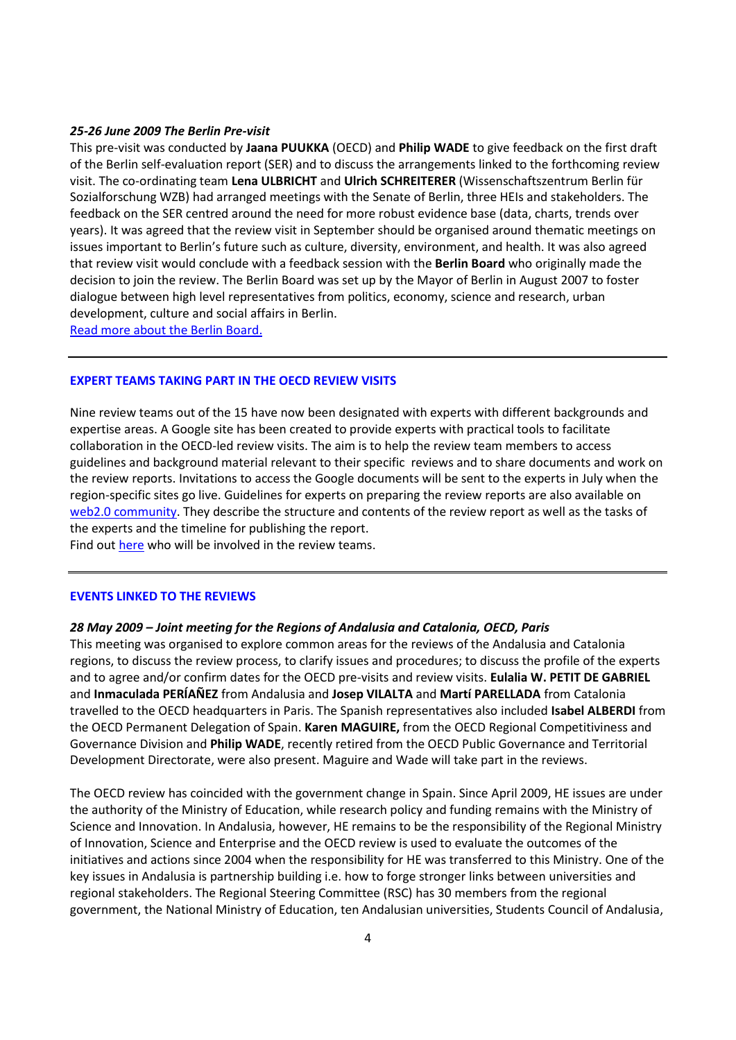***25-26 June 2009 The Berlin Pre-visit***

This pre-visit was conducted by **Jaana PUUKKA** (OECD) and **Philip WADE** to give feedback on the first draft of the Berlin self-evaluation report (SER) and to discuss the arrangements linked to the forthcoming review visit. The co-ordinating team **Lena ULBRICHT** and **Ulrich SCHREITERER** (Wissenschaftszentrum Berlin für Sozialforschung WZB) had arranged meetings with the Senate of Berlin, three HEIs and stakeholders. The feedback on the SER centred around the need for more robust evidence base (data, charts, trends over years). It was agreed that the review visit in September should be organised around thematic meetings on issues important to Berlin's future such as culture, diversity, environment, and health. It was also agreed that review visit would conclude with a feedback session with the **Berlin Board** who originally made the decision to join the review. The Berlin Board was set up by the Mayor of Berlin in August 2007 to foster dialogue between high level representatives from politics, economy, science and research, urban development, culture and social affairs in Berlin.

Read more about the Berlin Board.

---

## EXPERT TEAMS TAKING PART IN THE OECD REVIEW VISITS

Nine review teams out of the 15 have now been designated with experts with different backgrounds and expertise areas. A Google site has been created to provide experts with practical tools to facilitate collaboration in the OECD-led review visits. The aim is to help the review team members to access guidelines and background material relevant to their specific reviews and to share documents and work on the review reports. Invitations to access the Google documents will be sent to the experts in July when the region-specific sites go live. Guidelines for experts on preparing the review reports are also available on web2.0 community. They describe the structure and contents of the review report as well as the tasks of the experts and the timeline for publishing the report.

Find out here who will be involved in the review teams.

---

## EVENTS LINKED TO THE REVIEWS

***28 May 2009 – Joint meeting for the Regions of Andalusia and Catalonia, OECD, Paris***

This meeting was organised to explore common areas for the reviews of the Andalusia and Catalonia regions, to discuss the review process, to clarify issues and procedures; to discuss the profile of the experts and to agree and/or confirm dates for the OECD pre-visits and review visits. **Eulalia W. PETIT DE GABRIEL** and **Inmaculada PERÍAÑEZ** from Andalusia and **Josep VILALTA** and **Martí PARELLADA** from Catalonia travelled to the OECD headquarters in Paris. The Spanish representatives also included **Isabel ALBERDI** from the OECD Permanent Delegation of Spain. **Karen MAGUIRE,** from the OECD Regional Competitiveness and Governance Division and **Philip WADE**, recently retired from the OECD Public Governance and Territorial Development Directorate, were also present. Maguire and Wade will take part in the reviews.

The OECD review has coincided with the government change in Spain. Since April 2009, HE issues are under the authority of the Ministry of Education, while research policy and funding remains with the Ministry of Science and Innovation. In Andalusia, however, HE remains to be the responsibility of the Regional Ministry of Innovation, Science and Enterprise and the OECD review is used to evaluate the outcomes of the initiatives and actions since 2004 when the responsibility for HE was transferred to this Ministry. One of the key issues in Andalusia is partnership building i.e. how to forge stronger links between universities and regional stakeholders. The Regional Steering Committee (RSC) has 30 members from the regional government, the National Ministry of Education, ten Andalusian universities, Students Council of Andalusia,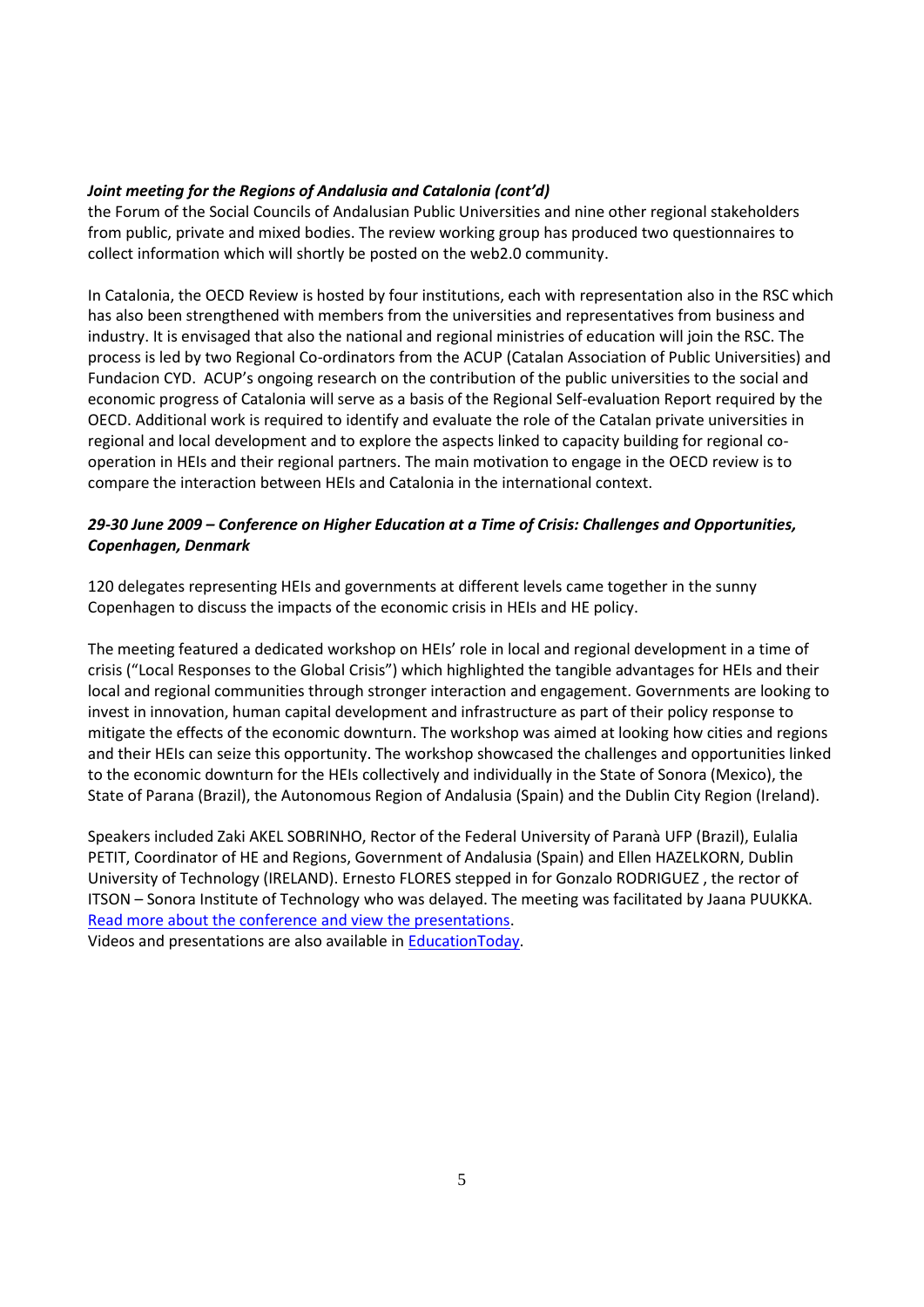***Joint meeting for the Regions of Andalusia and Catalonia (cont'd)***

the Forum of the Social Councils of Andalusian Public Universities and nine other regional stakeholders from public, private and mixed bodies. The review working group has produced two questionnaires to collect information which will shortly be posted on the web2.0 community.

In Catalonia, the OECD Review is hosted by four institutions, each with representation also in the RSC which has also been strengthened with members from the universities and representatives from business and industry. It is envisaged that also the national and regional ministries of education will join the RSC. The process is led by two Regional Co-ordinators from the ACUP (Catalan Association of Public Universities) and Fundacion CYD. ACUP's ongoing research on the contribution of the public universities to the social and economic progress of Catalonia will serve as a basis of the Regional Self-evaluation Report required by the OECD. Additional work is required to identify and evaluate the role of the Catalan private universities in regional and local development and to explore the aspects linked to capacity building for regional co-operation in HEIs and their regional partners. The main motivation to engage in the OECD review is to compare the interaction between HEIs and Catalonia in the international context.

***29-30 June 2009 – Conference on Higher Education at a Time of Crisis: Challenges and Opportunities, Copenhagen, Denmark***

120 delegates representing HEIs and governments at different levels came together in the sunny Copenhagen to discuss the impacts of the economic crisis in HEIs and HE policy.

The meeting featured a dedicated workshop on HEIs' role in local and regional development in a time of crisis ("Local Responses to the Global Crisis") which highlighted the tangible advantages for HEIs and their local and regional communities through stronger interaction and engagement. Governments are looking to invest in innovation, human capital development and infrastructure as part of their policy response to mitigate the effects of the economic downturn. The workshop was aimed at looking how cities and regions and their HEIs can seize this opportunity. The workshop showcased the challenges and opportunities linked to the economic downturn for the HEIs collectively and individually in the State of Sonora (Mexico), the State of Parana (Brazil), the Autonomous Region of Andalusia (Spain) and the Dublin City Region (Ireland).

Speakers included Zaki AKEL SOBRINHO, Rector of the Federal University of Paranà UFP (Brazil), Eulalia PETIT, Coordinator of HE and Regions, Government of Andalusia (Spain) and Ellen HAZELKORN, Dublin University of Technology (IRELAND). Ernesto FLORES stepped in for Gonzalo RODRIGUEZ , the rector of ITSON – Sonora Institute of Technology who was delayed. The meeting was facilitated by Jaana PUUKKA. Read more about the conference and view the presentations.
Videos and presentations are also available in EducationToday.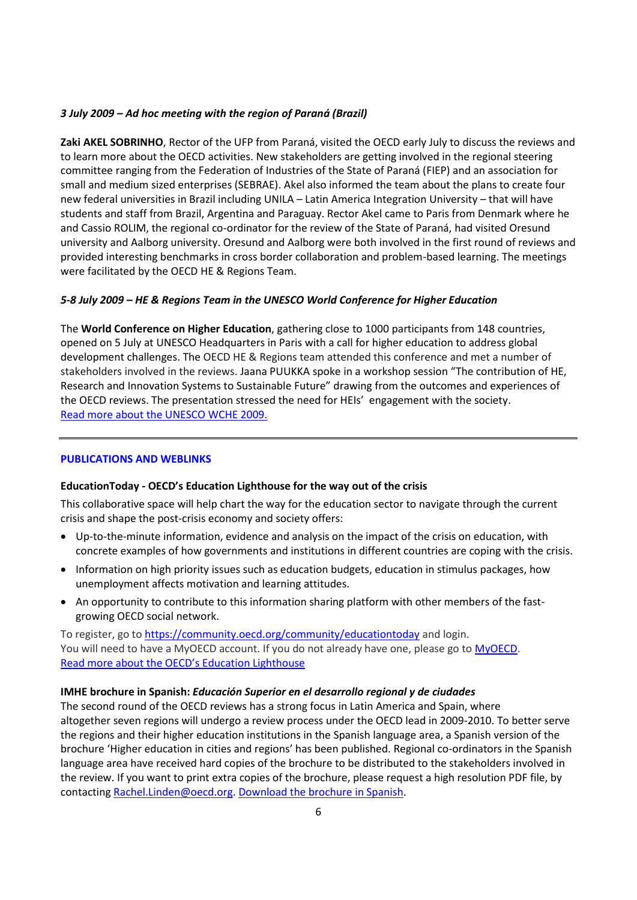*3 July 2009 – Ad hoc meeting with the region of Paraná (Brazil)*

**Zaki AKEL SOBRINHO**, Rector of the UFP from Paraná, visited the OECD early July to discuss the reviews and to learn more about the OECD activities. New stakeholders are getting involved in the regional steering committee ranging from the Federation of Industries of the State of Paraná (FIEP) and an association for small and medium sized enterprises (SEBRAE). Akel also informed the team about the plans to create four new federal universities in Brazil including UNILA – Latin America Integration University – that will have students and staff from Brazil, Argentina and Paraguay. Rector Akel came to Paris from Denmark where he and Cassio ROLIM, the regional co-ordinator for the review of the State of Paraná, had visited Oresund university and Aalborg university. Oresund and Aalborg were both involved in the first round of reviews and provided interesting benchmarks in cross border collaboration and problem-based learning. The meetings were facilitated by the OECD HE & Regions Team.

*5-8 July 2009 – HE & Regions Team in the UNESCO World Conference for Higher Education*

The **World Conference on Higher Education**, gathering close to 1000 participants from 148 countries, opened on 5 July at UNESCO Headquarters in Paris with a call for higher education to address global development challenges. The OECD HE & Regions team attended this conference and met a number of stakeholders involved in the reviews. Jaana PUUKKA spoke in a workshop session "The contribution of HE, Research and Innovation Systems to Sustainable Future" drawing from the outcomes and experiences of the OECD reviews. The presentation stressed the need for HEIs' engagement with the society.
[Read more about the UNESCO WCHE 2009.]

---

## PUBLICATIONS AND WEBLINKS

**EducationToday - OECD's Education Lighthouse for the way out of the crisis**

This collaborative space will help chart the way for the education sector to navigate through the current crisis and shape the post-crisis economy and society offers:

- Up-to-the-minute information, evidence and analysis on the impact of the crisis on education, with concrete examples of how governments and institutions in different countries are coping with the crisis.
- Information on high priority issues such as education budgets, education in stimulus packages, how unemployment affects motivation and learning attitudes.
- An opportunity to contribute to this information sharing platform with other members of the fast-growing OECD social network.

To register, go to https://community.oecd.org/community/educationtoday and login.
You will need to have a MyOECD account. If you do not already have one, please go to MyOECD.
[Read more about the OECD's Education Lighthouse]

**IMHE brochure in Spanish: *Educación Superior en el desarrollo regional y de ciudades***
The second round of the OECD reviews has a strong focus in Latin America and Spain, where altogether seven regions will undergo a review process under the OECD lead in 2009-2010. To better serve the regions and their higher education institutions in the Spanish language area, a Spanish version of the brochure 'Higher education in cities and regions' has been published. Regional co-ordinators in the Spanish language area have received hard copies of the brochure to be distributed to the stakeholders involved in the review. If you want to print extra copies of the brochure, please request a high resolution PDF file, by contacting Rachel.Linden@oecd.org. [Download the brochure in Spanish].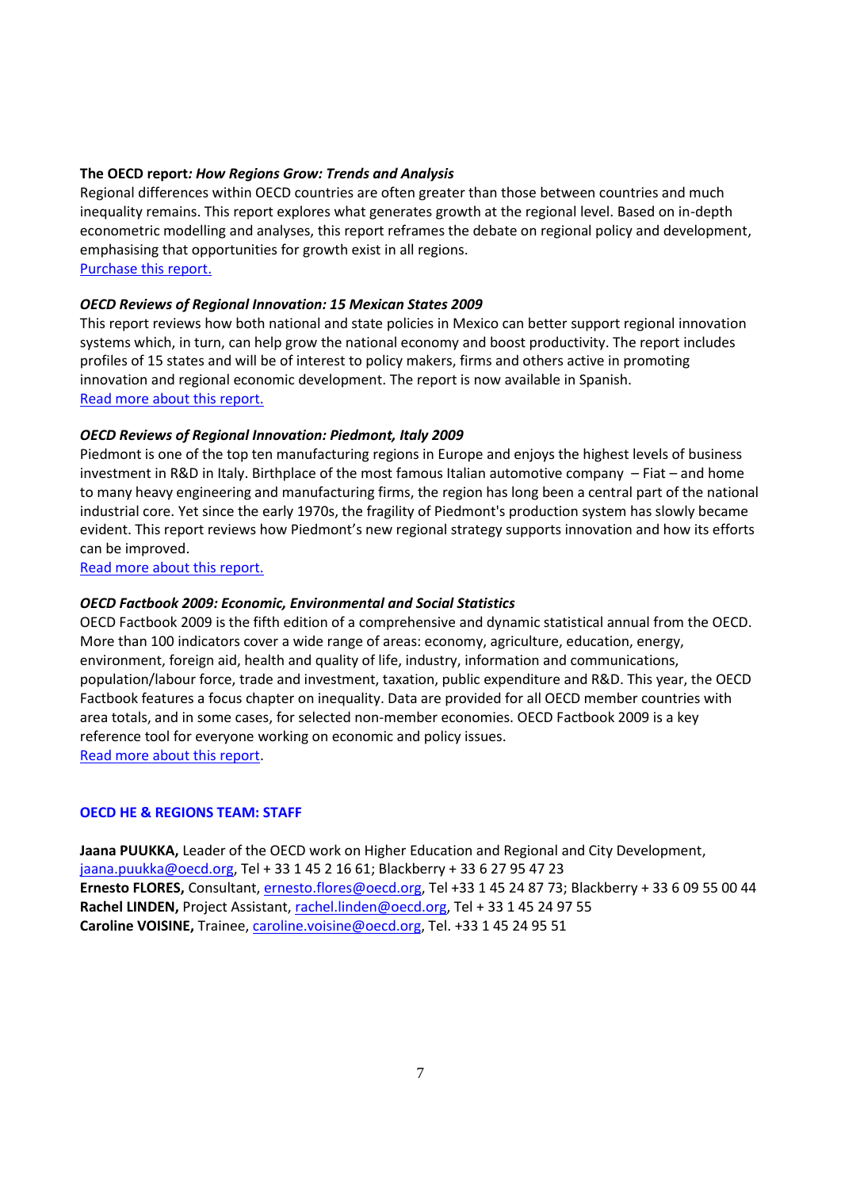**The OECD report*: How Regions Grow: Trends and Analysis***

Regional differences within OECD countries are often greater than those between countries and much inequality remains. This report explores what generates growth at the regional level. Based on in-depth econometric modelling and analyses, this report reframes the debate on regional policy and development, emphasising that opportunities for growth exist in all regions.

Purchase this report.

***OECD Reviews of Regional Innovation: 15 Mexican States 2009***

This report reviews how both national and state policies in Mexico can better support regional innovation systems which, in turn, can help grow the national economy and boost productivity. The report includes profiles of 15 states and will be of interest to policy makers, firms and others active in promoting innovation and regional economic development. The report is now available in Spanish.

Read more about this report.

***OECD Reviews of Regional Innovation: Piedmont, Italy 2009***

Piedmont is one of the top ten manufacturing regions in Europe and enjoys the highest levels of business investment in R&D in Italy. Birthplace of the most famous Italian automotive company – Fiat – and home to many heavy engineering and manufacturing firms, the region has long been a central part of the national industrial core. Yet since the early 1970s, the fragility of Piedmont's production system has slowly became evident. This report reviews how Piedmont's new regional strategy supports innovation and how its efforts can be improved.

Read more about this report.

***OECD Factbook 2009: Economic, Environmental and Social Statistics***

OECD Factbook 2009 is the fifth edition of a comprehensive and dynamic statistical annual from the OECD. More than 100 indicators cover a wide range of areas: economy, agriculture, education, energy, environment, foreign aid, health and quality of life, industry, information and communications, population/labour force, trade and investment, taxation, public expenditure and R&D. This year, the OECD Factbook features a focus chapter on inequality. Data are provided for all OECD member countries with area totals, and in some cases, for selected non-member economies. OECD Factbook 2009 is a key reference tool for everyone working on economic and policy issues.

Read more about this report.

## OECD HE & REGIONS TEAM: STAFF

**Jaana PUUKKA,** Leader of the OECD work on Higher Education and Regional and City Development, jaana.puukka@oecd.org, Tel + 33 1 45 2 16 61; Blackberry + 33 6 27 95 47 23
**Ernesto FLORES,** Consultant, ernesto.flores@oecd.org, Tel +33 1 45 24 87 73; Blackberry + 33 6 09 55 00 44
**Rachel LINDEN,** Project Assistant, rachel.linden@oecd.org, Tel + 33 1 45 24 97 55
**Caroline VOISINE,** Trainee, caroline.voisine@oecd.org, Tel. +33 1 45 24 95 51